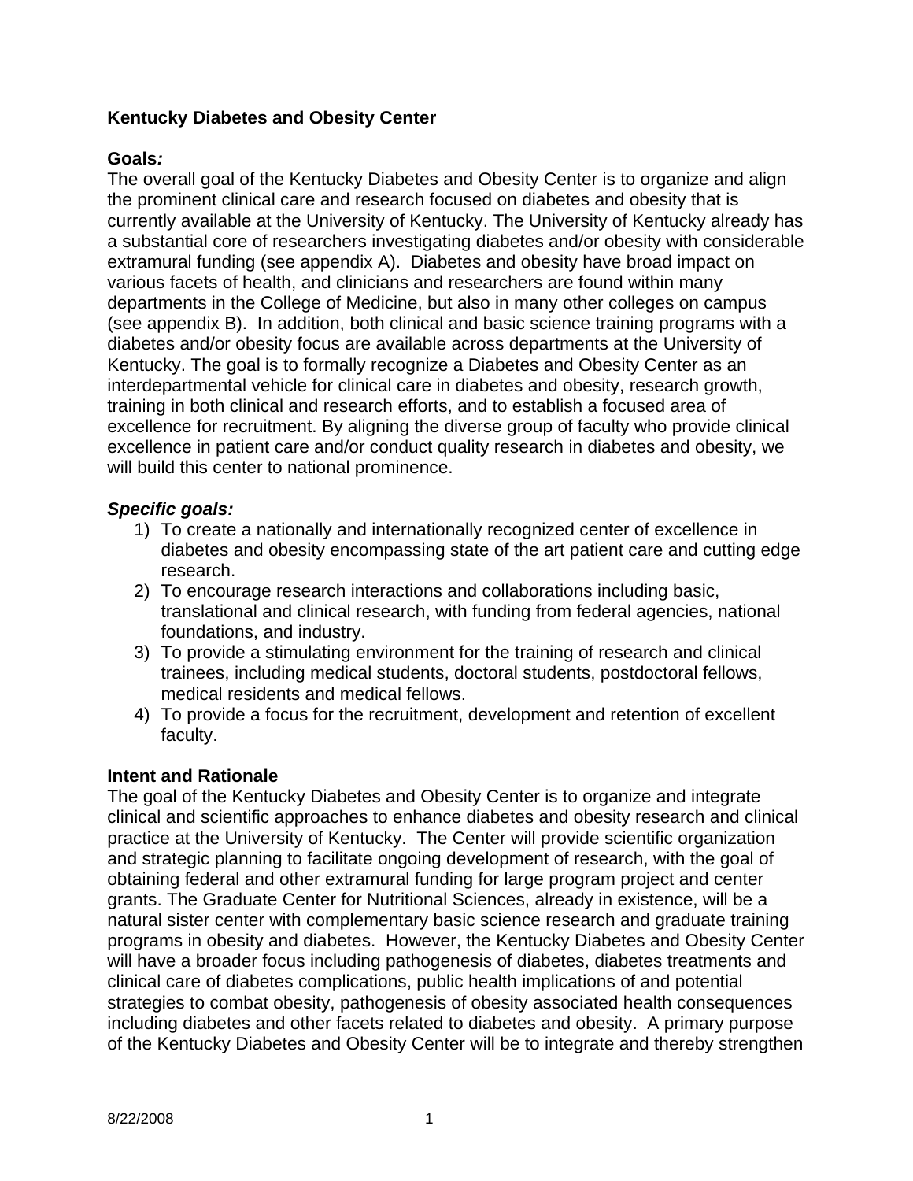**Kentucky Diabetes and Obesity Center**

**Goals*:***

The overall goal of the Kentucky Diabetes and Obesity Center is to organize and align the prominent clinical care and research focused on diabetes and obesity that is currently available at the University of Kentucky. The University of Kentucky already has a substantial core of researchers investigating diabetes and/or obesity with considerable extramural funding (see appendix A). Diabetes and obesity have broad impact on various facets of health, and clinicians and researchers are found within many departments in the College of Medicine, but also in many other colleges on campus (see appendix B). In addition, both clinical and basic science training programs with a diabetes and/or obesity focus are available across departments at the University of Kentucky. The goal is to formally recognize a Diabetes and Obesity Center as an interdepartmental vehicle for clinical care in diabetes and obesity, research growth, training in both clinical and research efforts, and to establish a focused area of excellence for recruitment. By aligning the diverse group of faculty who provide clinical excellence in patient care and/or conduct quality research in diabetes and obesity, we will build this center to national prominence.

***Specific goals:***

1) To create a nationally and internationally recognized center of excellence in diabetes and obesity encompassing state of the art patient care and cutting edge research.
2) To encourage research interactions and collaborations including basic, translational and clinical research, with funding from federal agencies, national foundations, and industry.
3) To provide a stimulating environment for the training of research and clinical trainees, including medical students, doctoral students, postdoctoral fellows, medical residents and medical fellows.
4) To provide a focus for the recruitment, development and retention of excellent faculty.

**Intent and Rationale**

The goal of the Kentucky Diabetes and Obesity Center is to organize and integrate clinical and scientific approaches to enhance diabetes and obesity research and clinical practice at the University of Kentucky. The Center will provide scientific organization and strategic planning to facilitate ongoing development of research, with the goal of obtaining federal and other extramural funding for large program project and center grants. The Graduate Center for Nutritional Sciences, already in existence, will be a natural sister center with complementary basic science research and graduate training programs in obesity and diabetes. However, the Kentucky Diabetes and Obesity Center will have a broader focus including pathogenesis of diabetes, diabetes treatments and clinical care of diabetes complications, public health implications of and potential strategies to combat obesity, pathogenesis of obesity associated health consequences including diabetes and other facets related to diabetes and obesity. A primary purpose of the Kentucky Diabetes and Obesity Center will be to integrate and thereby strengthen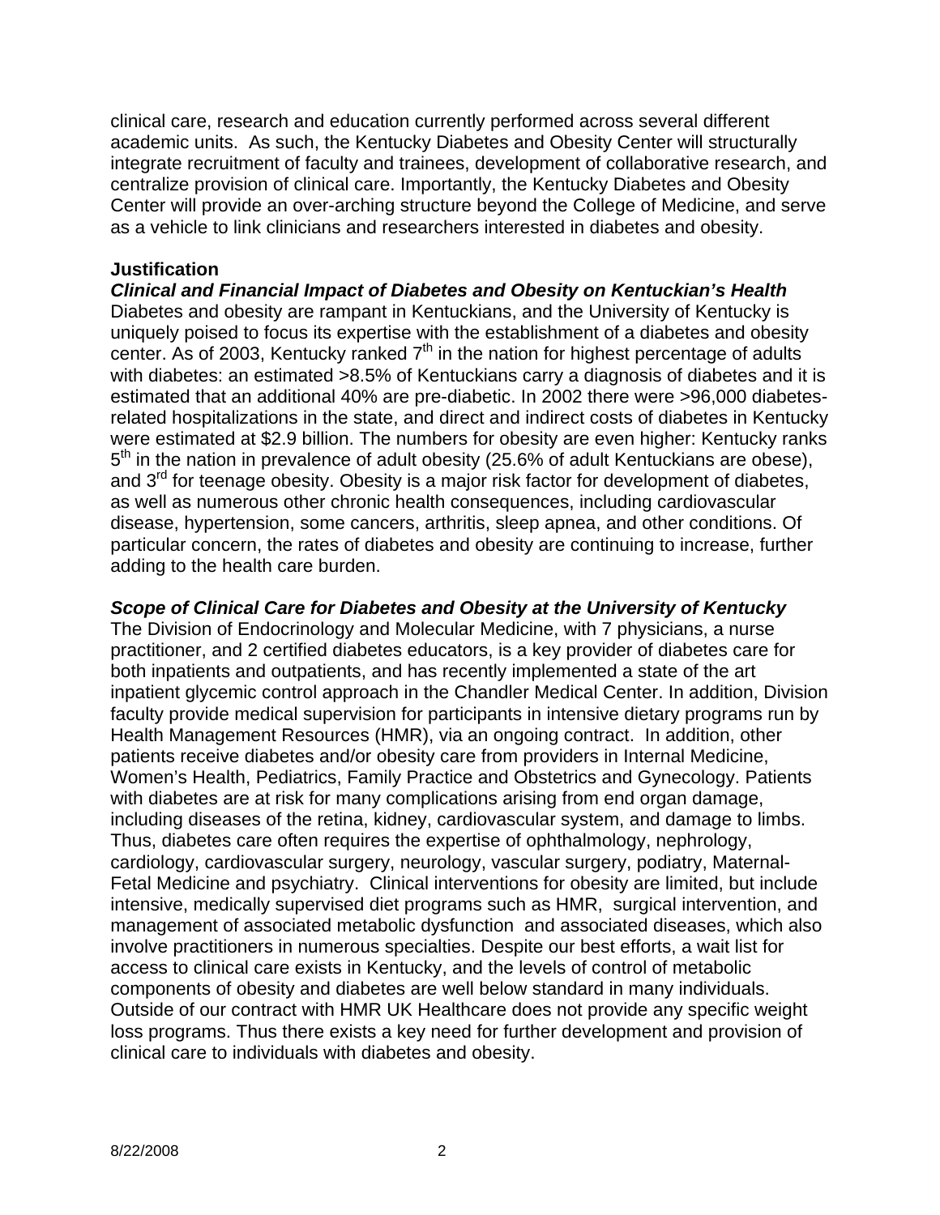clinical care, research and education currently performed across several different academic units. As such, the Kentucky Diabetes and Obesity Center will structurally integrate recruitment of faculty and trainees, development of collaborative research, and centralize provision of clinical care. Importantly, the Kentucky Diabetes and Obesity Center will provide an over-arching structure beyond the College of Medicine, and serve as a vehicle to link clinicians and researchers interested in diabetes and obesity.

**Justification**

***Clinical and Financial Impact of Diabetes and Obesity on Kentuckian's Health***

Diabetes and obesity are rampant in Kentuckians, and the University of Kentucky is uniquely poised to focus its expertise with the establishment of a diabetes and obesity center. As of 2003, Kentucky ranked 7th in the nation for highest percentage of adults with diabetes: an estimated >8.5% of Kentuckians carry a diagnosis of diabetes and it is estimated that an additional 40% are pre-diabetic. In 2002 there were >96,000 diabetes-related hospitalizations in the state, and direct and indirect costs of diabetes in Kentucky were estimated at $2.9 billion. The numbers for obesity are even higher: Kentucky ranks 5th in the nation in prevalence of adult obesity (25.6% of adult Kentuckians are obese), and 3rd for teenage obesity. Obesity is a major risk factor for development of diabetes, as well as numerous other chronic health consequences, including cardiovascular disease, hypertension, some cancers, arthritis, sleep apnea, and other conditions. Of particular concern, the rates of diabetes and obesity are continuing to increase, further adding to the health care burden.

***Scope of Clinical Care for Diabetes and Obesity at the University of Kentucky***

The Division of Endocrinology and Molecular Medicine, with 7 physicians, a nurse practitioner, and 2 certified diabetes educators, is a key provider of diabetes care for both inpatients and outpatients, and has recently implemented a state of the art inpatient glycemic control approach in the Chandler Medical Center. In addition, Division faculty provide medical supervision for participants in intensive dietary programs run by Health Management Resources (HMR), via an ongoing contract. In addition, other patients receive diabetes and/or obesity care from providers in Internal Medicine, Women's Health, Pediatrics, Family Practice and Obstetrics and Gynecology. Patients with diabetes are at risk for many complications arising from end organ damage, including diseases of the retina, kidney, cardiovascular system, and damage to limbs. Thus, diabetes care often requires the expertise of ophthalmology, nephrology, cardiology, cardiovascular surgery, neurology, vascular surgery, podiatry, Maternal-Fetal Medicine and psychiatry. Clinical interventions for obesity are limited, but include intensive, medically supervised diet programs such as HMR, surgical intervention, and management of associated metabolic dysfunction and associated diseases, which also involve practitioners in numerous specialties. Despite our best efforts, a wait list for access to clinical care exists in Kentucky, and the levels of control of metabolic components of obesity and diabetes are well below standard in many individuals. Outside of our contract with HMR UK Healthcare does not provide any specific weight loss programs. Thus there exists a key need for further development and provision of clinical care to individuals with diabetes and obesity.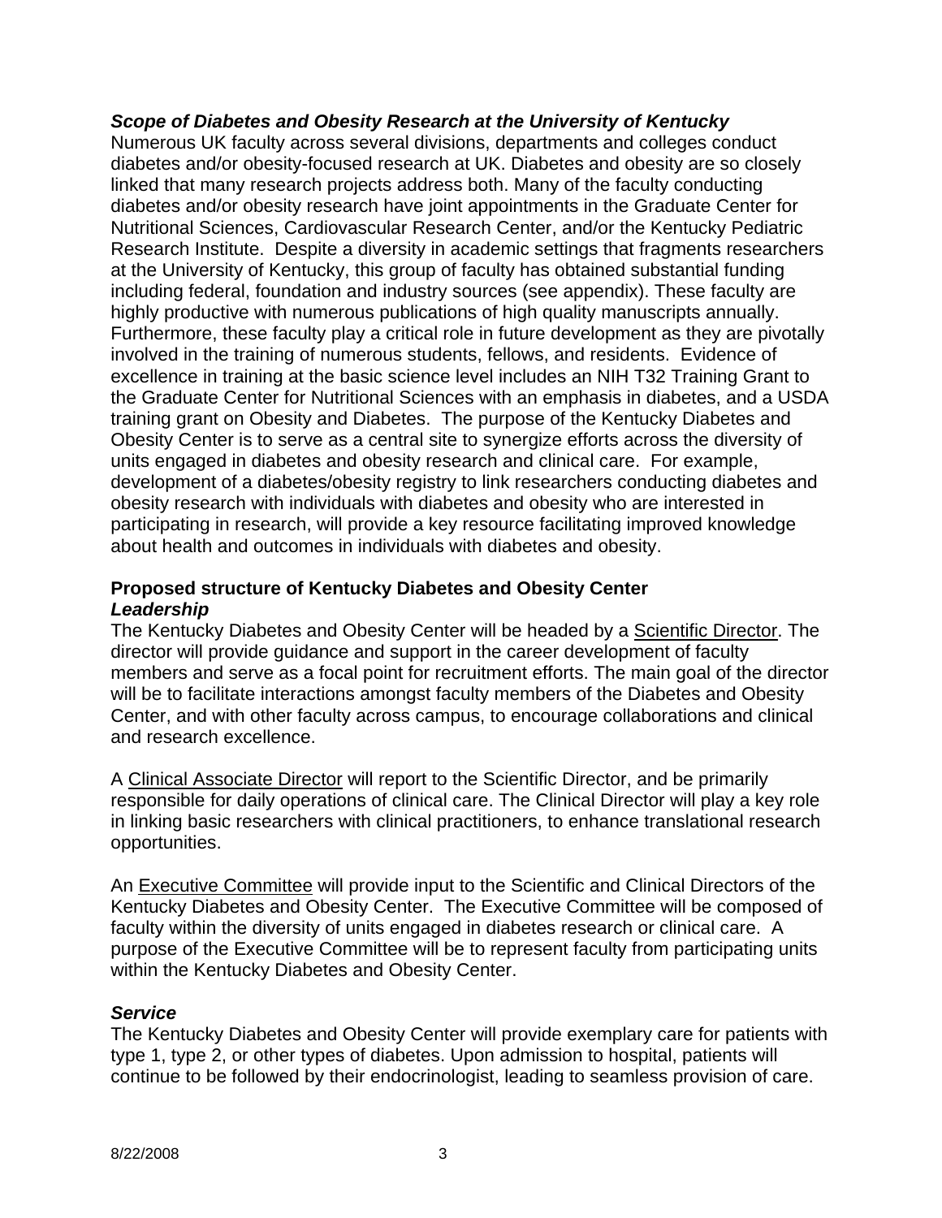***Scope of Diabetes and Obesity Research at the University of Kentucky***

Numerous UK faculty across several divisions, departments and colleges conduct diabetes and/or obesity-focused research at UK. Diabetes and obesity are so closely linked that many research projects address both. Many of the faculty conducting diabetes and/or obesity research have joint appointments in the Graduate Center for Nutritional Sciences, Cardiovascular Research Center, and/or the Kentucky Pediatric Research Institute. Despite a diversity in academic settings that fragments researchers at the University of Kentucky, this group of faculty has obtained substantial funding including federal, foundation and industry sources (see appendix). These faculty are highly productive with numerous publications of high quality manuscripts annually. Furthermore, these faculty play a critical role in future development as they are pivotally involved in the training of numerous students, fellows, and residents. Evidence of excellence in training at the basic science level includes an NIH T32 Training Grant to the Graduate Center for Nutritional Sciences with an emphasis in diabetes, and a USDA training grant on Obesity and Diabetes. The purpose of the Kentucky Diabetes and Obesity Center is to serve as a central site to synergize efforts across the diversity of units engaged in diabetes and obesity research and clinical care. For example, development of a diabetes/obesity registry to link researchers conducting diabetes and obesity research with individuals with diabetes and obesity who are interested in participating in research, will provide a key resource facilitating improved knowledge about health and outcomes in individuals with diabetes and obesity.

**Proposed structure of Kentucky Diabetes and Obesity Center**

***Leadership***

The Kentucky Diabetes and Obesity Center will be headed by a Scientific Director. The director will provide guidance and support in the career development of faculty members and serve as a focal point for recruitment efforts. The main goal of the director will be to facilitate interactions amongst faculty members of the Diabetes and Obesity Center, and with other faculty across campus, to encourage collaborations and clinical and research excellence.

A Clinical Associate Director will report to the Scientific Director, and be primarily responsible for daily operations of clinical care. The Clinical Director will play a key role in linking basic researchers with clinical practitioners, to enhance translational research opportunities.

An Executive Committee will provide input to the Scientific and Clinical Directors of the Kentucky Diabetes and Obesity Center. The Executive Committee will be composed of faculty within the diversity of units engaged in diabetes research or clinical care. A purpose of the Executive Committee will be to represent faculty from participating units within the Kentucky Diabetes and Obesity Center.

***Service***

The Kentucky Diabetes and Obesity Center will provide exemplary care for patients with type 1, type 2, or other types of diabetes. Upon admission to hospital, patients will continue to be followed by their endocrinologist, leading to seamless provision of care.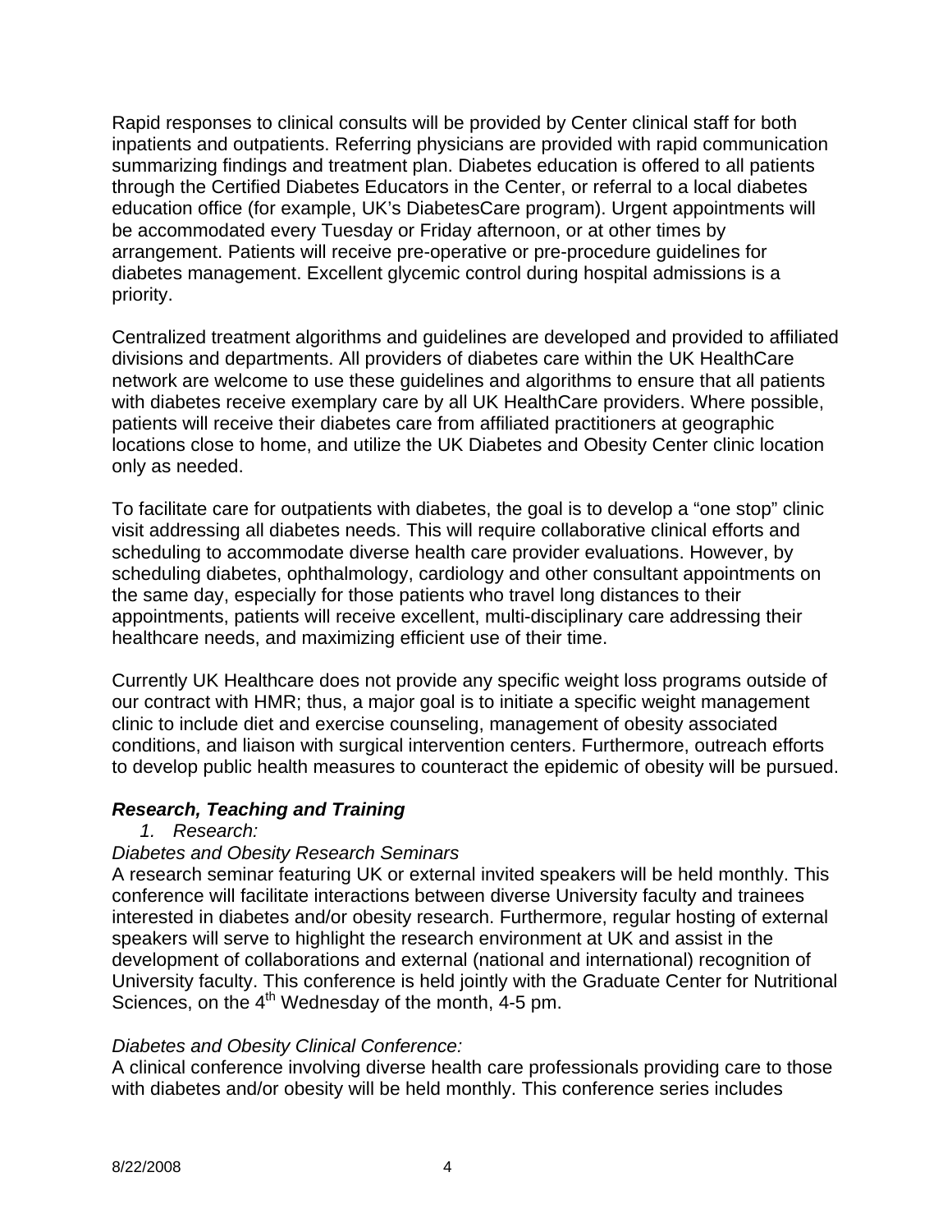Rapid responses to clinical consults will be provided by Center clinical staff for both inpatients and outpatients. Referring physicians are provided with rapid communication summarizing findings and treatment plan. Diabetes education is offered to all patients through the Certified Diabetes Educators in the Center, or referral to a local diabetes education office (for example, UK's DiabetesCare program). Urgent appointments will be accommodated every Tuesday or Friday afternoon, or at other times by arrangement. Patients will receive pre-operative or pre-procedure guidelines for diabetes management. Excellent glycemic control during hospital admissions is a priority.

Centralized treatment algorithms and guidelines are developed and provided to affiliated divisions and departments. All providers of diabetes care within the UK HealthCare network are welcome to use these guidelines and algorithms to ensure that all patients with diabetes receive exemplary care by all UK HealthCare providers. Where possible, patients will receive their diabetes care from affiliated practitioners at geographic locations close to home, and utilize the UK Diabetes and Obesity Center clinic location only as needed.

To facilitate care for outpatients with diabetes, the goal is to develop a "one stop" clinic visit addressing all diabetes needs. This will require collaborative clinical efforts and scheduling to accommodate diverse health care provider evaluations. However, by scheduling diabetes, ophthalmology, cardiology and other consultant appointments on the same day, especially for those patients who travel long distances to their appointments, patients will receive excellent, multi-disciplinary care addressing their healthcare needs, and maximizing efficient use of their time.

Currently UK Healthcare does not provide any specific weight loss programs outside of our contract with HMR; thus, a major goal is to initiate a specific weight management clinic to include diet and exercise counseling, management of obesity associated conditions, and liaison with surgical intervention centers. Furthermore, outreach efforts to develop public health measures to counteract the epidemic of obesity will be pursued.

### ***Research, Teaching and Training***

1. *Research:*

*Diabetes and Obesity Research Seminars*

A research seminar featuring UK or external invited speakers will be held monthly. This conference will facilitate interactions between diverse University faculty and trainees interested in diabetes and/or obesity research. Furthermore, regular hosting of external speakers will serve to highlight the research environment at UK and assist in the development of collaborations and external (national and international) recognition of University faculty. This conference is held jointly with the Graduate Center for Nutritional Sciences, on the 4th Wednesday of the month, 4-5 pm.

*Diabetes and Obesity Clinical Conference:*

A clinical conference involving diverse health care professionals providing care to those with diabetes and/or obesity will be held monthly. This conference series includes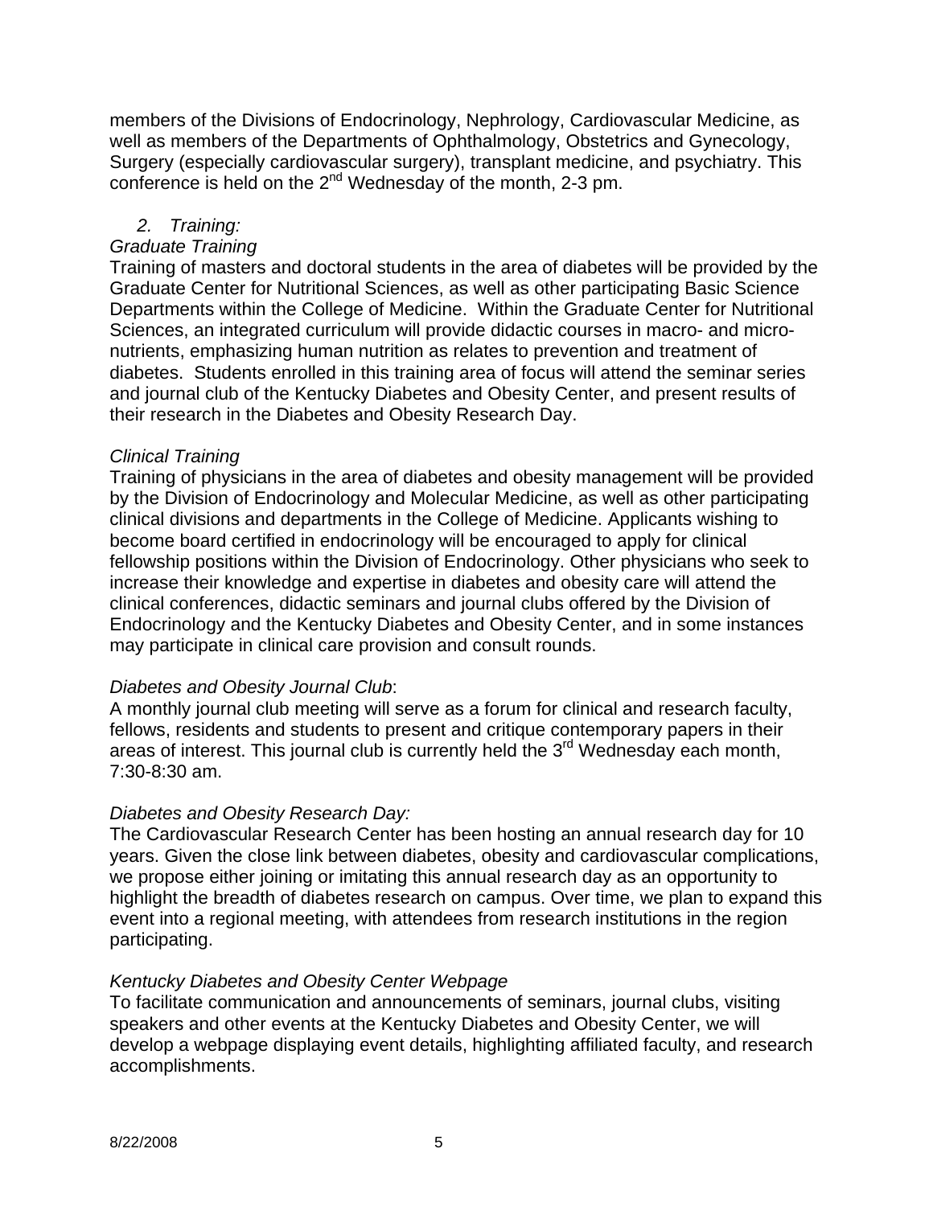members of the Divisions of Endocrinology, Nephrology, Cardiovascular Medicine, as well as members of the Departments of Ophthalmology, Obstetrics and Gynecology, Surgery (especially cardiovascular surgery), transplant medicine, and psychiatry. This conference is held on the 2nd Wednesday of the month, 2-3 pm.

2. *Training:*

*Graduate Training*

Training of masters and doctoral students in the area of diabetes will be provided by the Graduate Center for Nutritional Sciences, as well as other participating Basic Science Departments within the College of Medicine. Within the Graduate Center for Nutritional Sciences, an integrated curriculum will provide didactic courses in macro- and micro-nutrients, emphasizing human nutrition as relates to prevention and treatment of diabetes. Students enrolled in this training area of focus will attend the seminar series and journal club of the Kentucky Diabetes and Obesity Center, and present results of their research in the Diabetes and Obesity Research Day.

*Clinical Training*

Training of physicians in the area of diabetes and obesity management will be provided by the Division of Endocrinology and Molecular Medicine, as well as other participating clinical divisions and departments in the College of Medicine. Applicants wishing to become board certified in endocrinology will be encouraged to apply for clinical fellowship positions within the Division of Endocrinology. Other physicians who seek to increase their knowledge and expertise in diabetes and obesity care will attend the clinical conferences, didactic seminars and journal clubs offered by the Division of Endocrinology and the Kentucky Diabetes and Obesity Center, and in some instances may participate in clinical care provision and consult rounds.

*Diabetes and Obesity Journal Club*:

A monthly journal club meeting will serve as a forum for clinical and research faculty, fellows, residents and students to present and critique contemporary papers in their areas of interest. This journal club is currently held the 3rd Wednesday each month, 7:30-8:30 am.

*Diabetes and Obesity Research Day:*

The Cardiovascular Research Center has been hosting an annual research day for 10 years. Given the close link between diabetes, obesity and cardiovascular complications, we propose either joining or imitating this annual research day as an opportunity to highlight the breadth of diabetes research on campus. Over time, we plan to expand this event into a regional meeting, with attendees from research institutions in the region participating.

*Kentucky Diabetes and Obesity Center Webpage*

To facilitate communication and announcements of seminars, journal clubs, visiting speakers and other events at the Kentucky Diabetes and Obesity Center, we will develop a webpage displaying event details, highlighting affiliated faculty, and research accomplishments.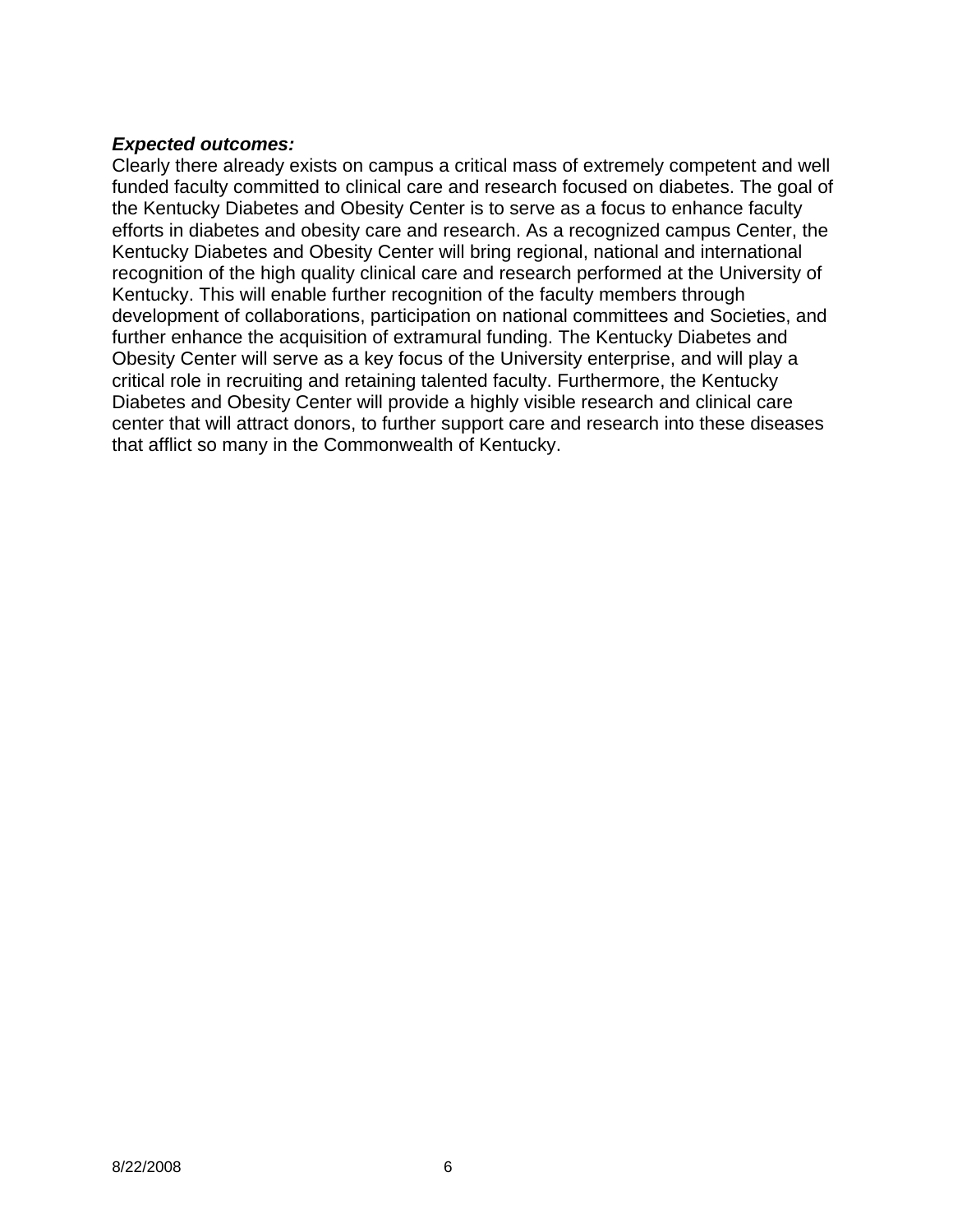***Expected outcomes:***

Clearly there already exists on campus a critical mass of extremely competent and well funded faculty committed to clinical care and research focused on diabetes. The goal of the Kentucky Diabetes and Obesity Center is to serve as a focus to enhance faculty efforts in diabetes and obesity care and research. As a recognized campus Center, the Kentucky Diabetes and Obesity Center will bring regional, national and international recognition of the high quality clinical care and research performed at the University of Kentucky. This will enable further recognition of the faculty members through development of collaborations, participation on national committees and Societies, and further enhance the acquisition of extramural funding. The Kentucky Diabetes and Obesity Center will serve as a key focus of the University enterprise, and will play a critical role in recruiting and retaining talented faculty. Furthermore, the Kentucky Diabetes and Obesity Center will provide a highly visible research and clinical care center that will attract donors, to further support care and research into these diseases that afflict so many in the Commonwealth of Kentucky.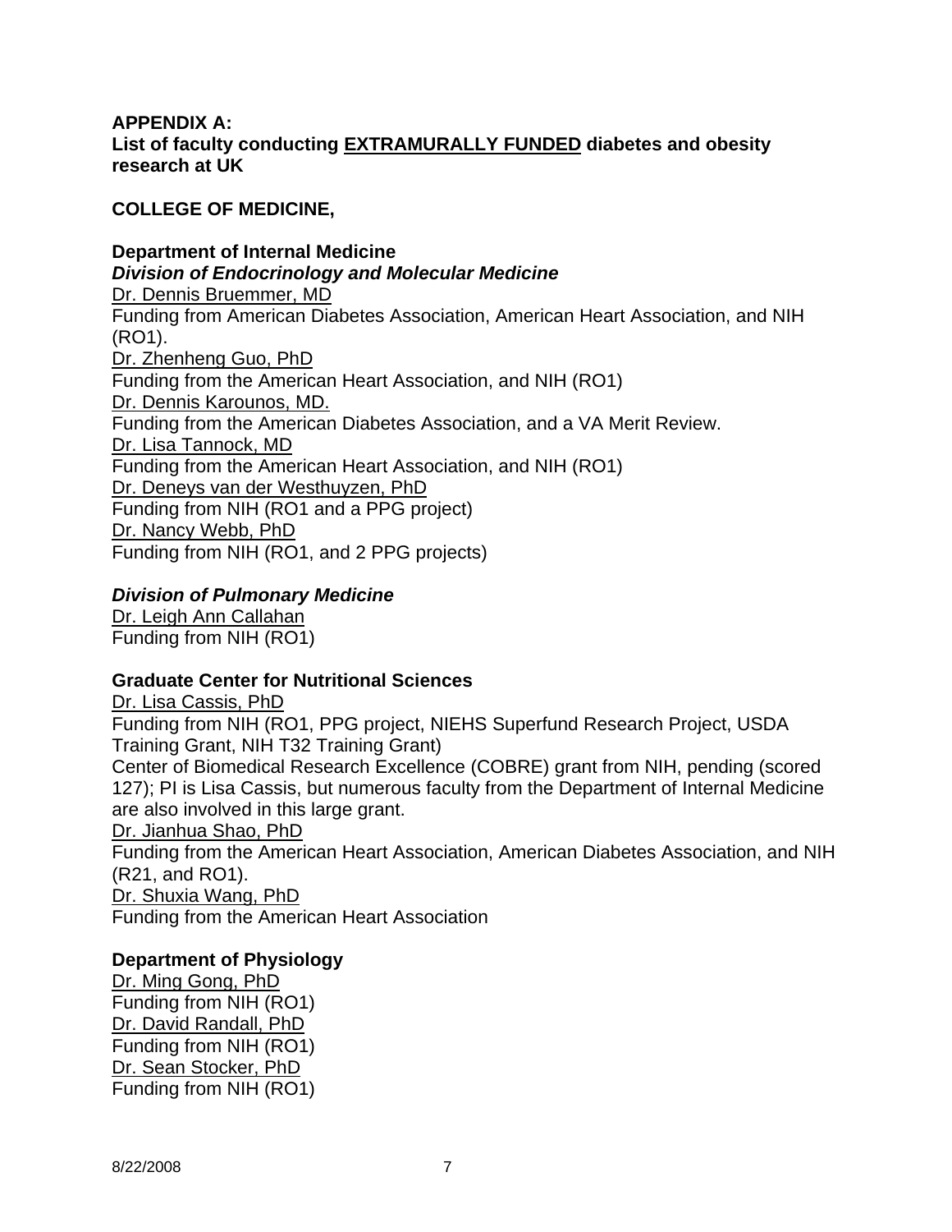**APPENDIX A:**
**List of faculty conducting <u>EXTRAMURALLY FUNDED</u> diabetes and obesity research at UK**

**COLLEGE OF MEDICINE,**

**Department of Internal Medicine**
***Division of Endocrinology and Molecular Medicine***
<u>Dr. Dennis Bruemmer, MD</u>
Funding from American Diabetes Association, American Heart Association, and NIH (RO1).
<u>Dr. Zhenheng Guo, PhD</u>
Funding from the American Heart Association, and NIH (RO1)
<u>Dr. Dennis Karounos, MD.</u>
Funding from the American Diabetes Association, and a VA Merit Review.
<u>Dr. Lisa Tannock, MD</u>
Funding from the American Heart Association, and NIH (RO1)
<u>Dr. Deneys van der Westhuyzen, PhD</u>
Funding from NIH (RO1 and a PPG project)
<u>Dr. Nancy Webb, PhD</u>
Funding from NIH (RO1, and 2 PPG projects)

***Division of Pulmonary Medicine***
<u>Dr. Leigh Ann Callahan</u>
Funding from NIH (RO1)

**Graduate Center for Nutritional Sciences**
<u>Dr. Lisa Cassis, PhD</u>
Funding from NIH (RO1, PPG project, NIEHS Superfund Research Project, USDA Training Grant, NIH T32 Training Grant)
Center of Biomedical Research Excellence (COBRE) grant from NIH, pending (scored 127); PI is Lisa Cassis, but numerous faculty from the Department of Internal Medicine are also involved in this large grant.
<u>Dr. Jianhua Shao, PhD</u>
Funding from the American Heart Association, American Diabetes Association, and NIH (R21, and RO1).
<u>Dr. Shuxia Wang, PhD</u>
Funding from the American Heart Association

**Department of Physiology**
<u>Dr. Ming Gong, PhD</u>
Funding from NIH (RO1)
<u>Dr. David Randall, PhD</u>
Funding from NIH (RO1)
<u>Dr. Sean Stocker, PhD</u>
Funding from NIH (RO1)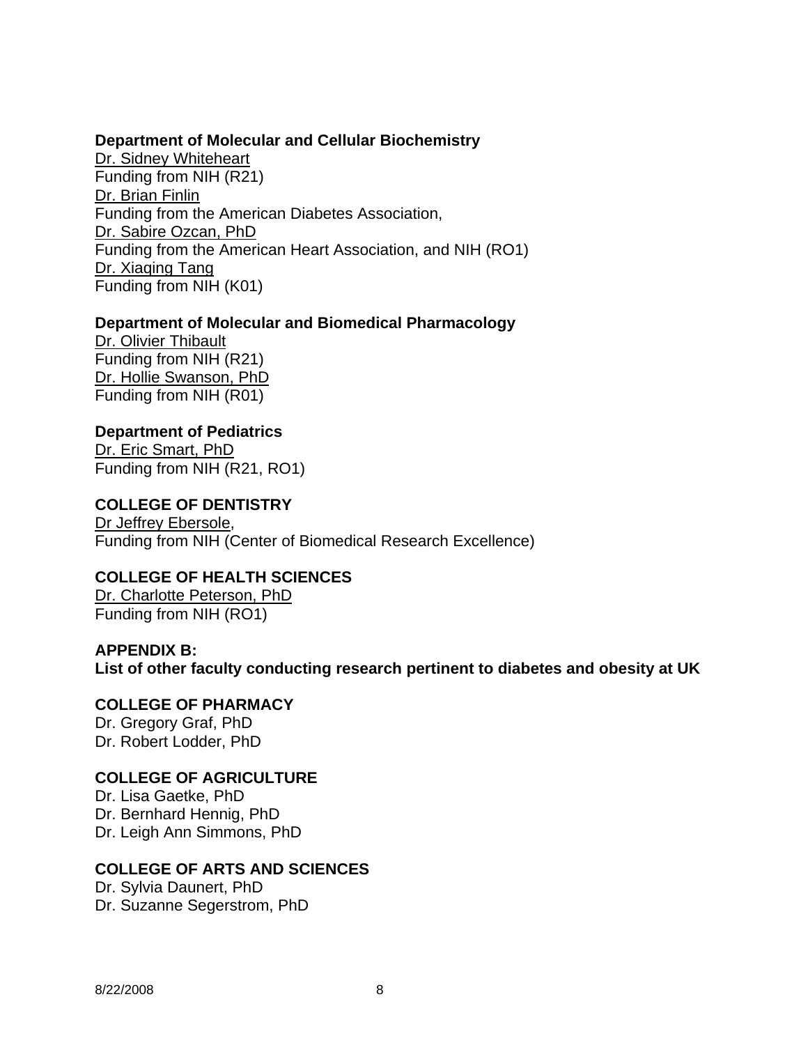**Department of Molecular and Cellular Biochemistry**

Dr. Sidney Whiteheart
Funding from NIH (R21)
Dr. Brian Finlin
Funding from the American Diabetes Association,
Dr. Sabire Ozcan, PhD
Funding from the American Heart Association, and NIH (RO1)
Dr. Xiaqing Tang
Funding from NIH (K01)

**Department of Molecular and Biomedical Pharmacology**

Dr. Olivier Thibault
Funding from NIH (R21)
Dr. Hollie Swanson, PhD
Funding from NIH (R01)

**Department of Pediatrics**

Dr. Eric Smart, PhD
Funding from NIH (R21, RO1)

**COLLEGE OF DENTISTRY**

Dr Jeffrey Ebersole,
Funding from NIH (Center of Biomedical Research Excellence)

**COLLEGE OF HEALTH SCIENCES**

Dr. Charlotte Peterson, PhD
Funding from NIH (RO1)

**APPENDIX B:**
**List of other faculty conducting research pertinent to diabetes and obesity at UK**

**COLLEGE OF PHARMACY**

Dr. Gregory Graf, PhD
Dr. Robert Lodder, PhD

**COLLEGE OF AGRICULTURE**

Dr. Lisa Gaetke, PhD
Dr. Bernhard Hennig, PhD
Dr. Leigh Ann Simmons, PhD

**COLLEGE OF ARTS AND SCIENCES**

Dr. Sylvia Daunert, PhD
Dr. Suzanne Segerstrom, PhD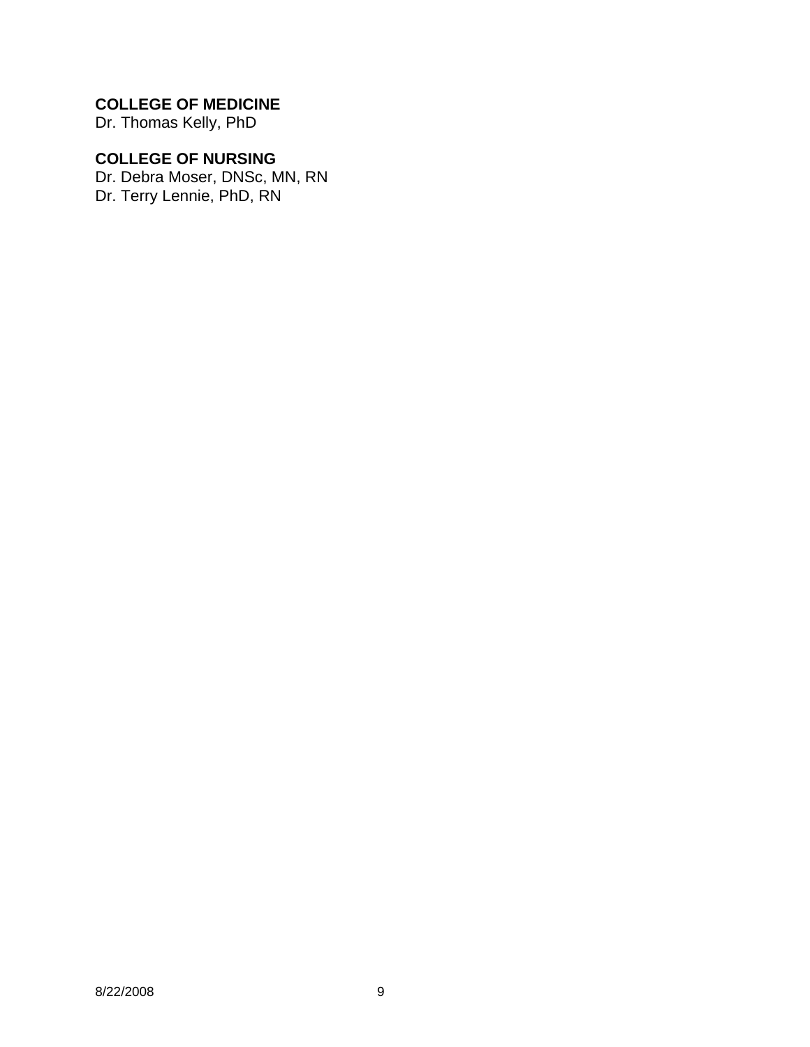**COLLEGE OF MEDICINE**
Dr. Thomas Kelly, PhD

**COLLEGE OF NURSING**
Dr. Debra Moser, DNSc, MN, RN
Dr. Terry Lennie, PhD, RN